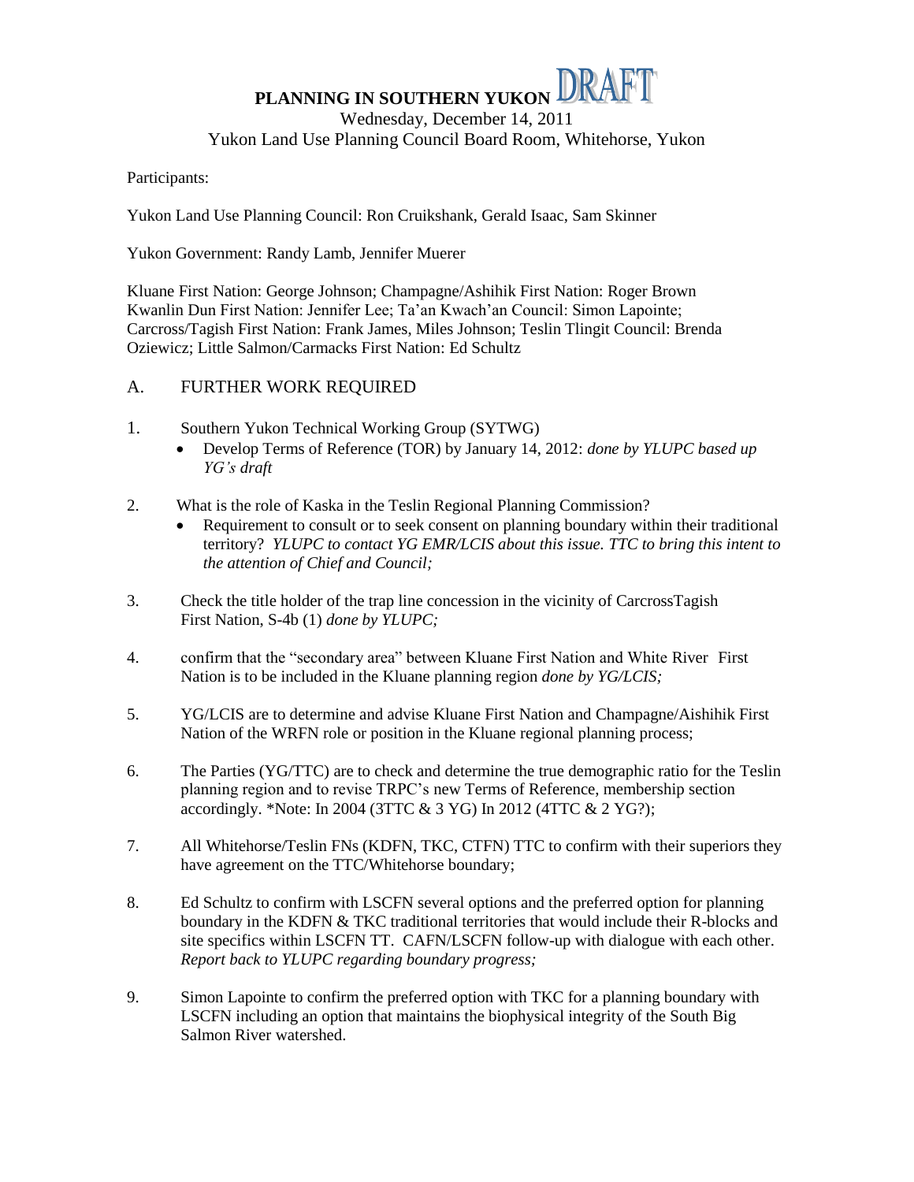# PLANNING IN SOUTHERN YUKON DRAFT

Wednesday, December 14, 2011

Yukon Land Use Planning Council Board Room, Whitehorse, Yukon

Participants:

Yukon Land Use Planning Council: Ron Cruikshank, Gerald Isaac, Sam Skinner

Yukon Government: Randy Lamb, Jennifer Muerer

Kluane First Nation: George Johnson; Champagne/Ashihik First Nation: Roger Brown
Kwanlin Dun First Nation: Jennifer Lee; Ta'an Kwach'an Council: Simon Lapointe;
Carcross/Tagish First Nation: Frank James, Miles Johnson; Teslin Tlingit Council: Brenda Oziewicz; Little Salmon/Carmacks First Nation: Ed Schultz

## A. FURTHER WORK REQUIRED

1. Southern Yukon Technical Working Group (SYTWG)
   - Develop Terms of Reference (TOR) by January 14, 2012: *done by YLUPC based up YG's draft*

2. What is the role of Kaska in the Teslin Regional Planning Commission?
   - Requirement to consult or to seek consent on planning boundary within their traditional territory? *YLUPC to contact YG EMR/LCIS about this issue. TTC to bring this intent to the attention of Chief and Council;*

3. Check the title holder of the trap line concession in the vicinity of CarcrossTagish First Nation, S-4b (1) *done by YLUPC;*

4. confirm that the "secondary area" between Kluane First Nation and White River First Nation is to be included in the Kluane planning region *done by YG/LCIS;*

5. YG/LCIS are to determine and advise Kluane First Nation and Champagne/Aishihik First Nation of the WRFN role or position in the Kluane regional planning process;

6. The Parties (YG/TTC) are to check and determine the true demographic ratio for the Teslin planning region and to revise TRPC's new Terms of Reference, membership section accordingly. *Note: In 2004 (3TTC & 3 YG) In 2012 (4TTC & 2 YG?);

7. All Whitehorse/Teslin FNs (KDFN, TKC, CTFN) TTC to confirm with their superiors they have agreement on the TTC/Whitehorse boundary;

8. Ed Schultz to confirm with LSCFN several options and the preferred option for planning boundary in the KDFN & TKC traditional territories that would include their R-blocks and site specifics within LSCFN TT. CAFN/LSCFN follow-up with dialogue with each other. *Report back to YLUPC regarding boundary progress;*

9. Simon Lapointe to confirm the preferred option with TKC for a planning boundary with LSCFN including an option that maintains the biophysical integrity of the South Big Salmon River watershed.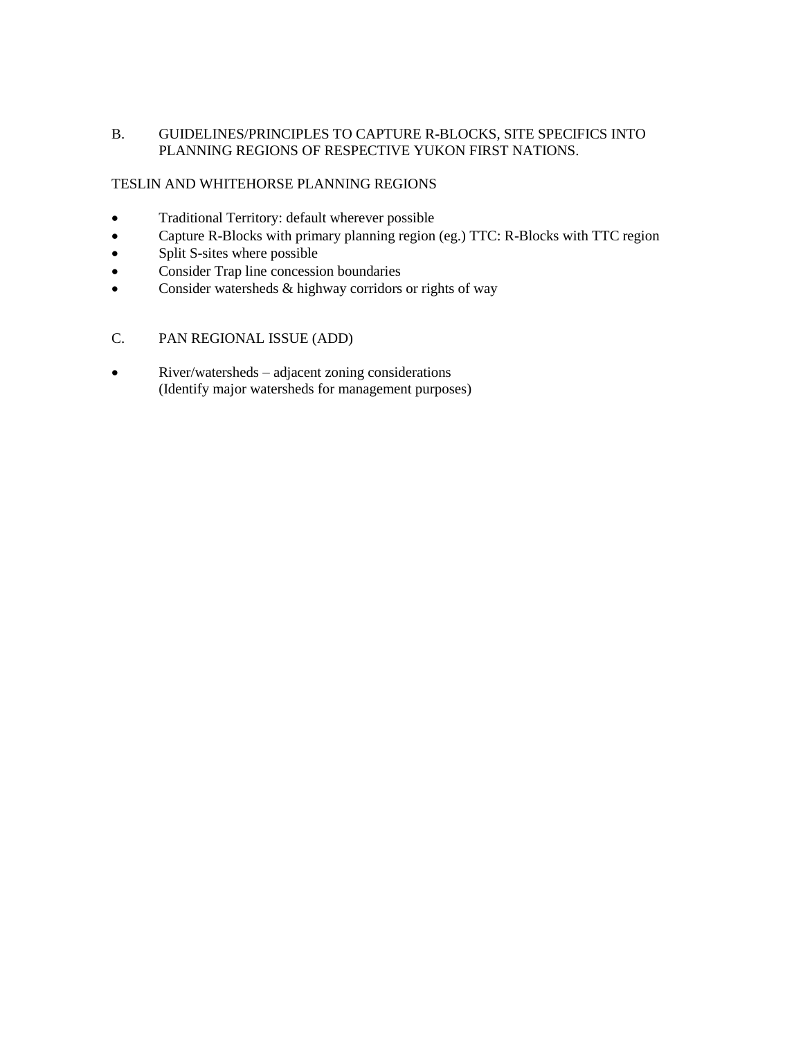B. GUIDELINES/PRINCIPLES TO CAPTURE R-BLOCKS, SITE SPECIFICS INTO PLANNING REGIONS OF RESPECTIVE YUKON FIRST NATIONS.

TESLIN AND WHITEHORSE PLANNING REGIONS

- Traditional Territory: default wherever possible
- Capture R-Blocks with primary planning region (eg.) TTC: R-Blocks with TTC region
- Split S-sites where possible
- Consider Trap line concession boundaries
- Consider watersheds & highway corridors or rights of way

C. PAN REGIONAL ISSUE (ADD)

- River/watersheds – adjacent zoning considerations
  (Identify major watersheds for management purposes)